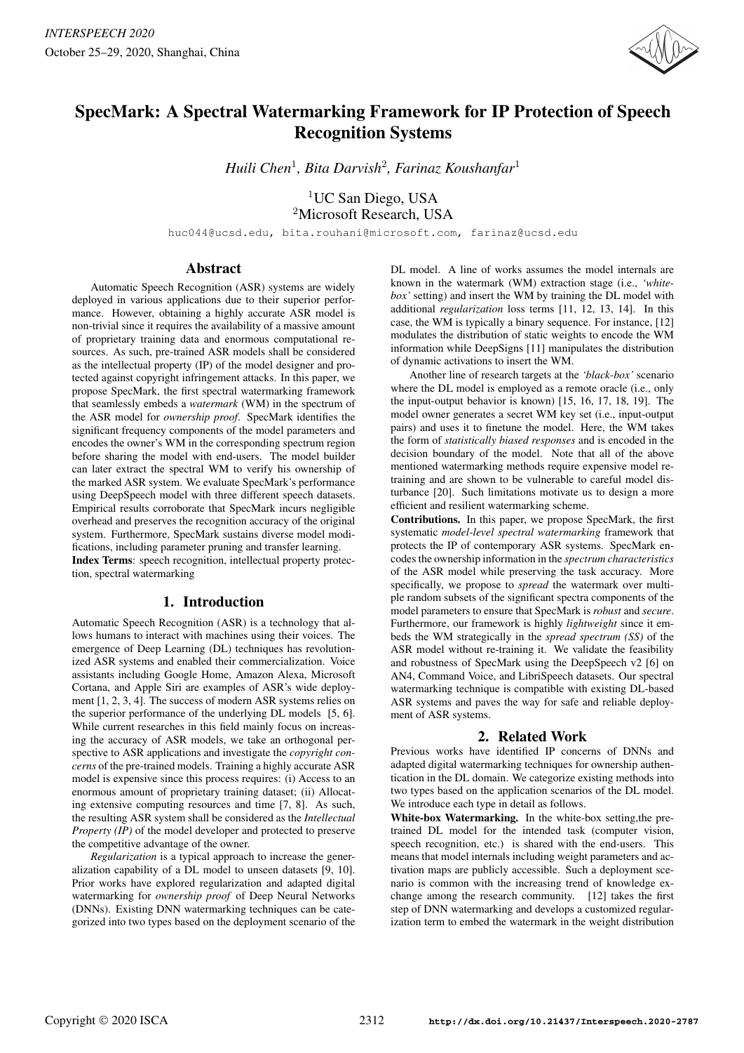# SpecMark: A Spectral Watermarking Framework for IP Protection of Speech Recognition Systems

*Huili Chen*[1], *Bita Darvish*[2], *Farinaz Koushanfar*[1]

[1]UC San Diego, USA
[2]Microsoft Research, USA

huc044@ucsd.edu, bita.rouhani@microsoft.com, farinaz@ucsd.edu

## Abstract

Automatic Speech Recognition (ASR) systems are widely deployed in various applications due to their superior performance. However, obtaining a highly accurate ASR model is non-trivial since it requires the availability of a massive amount of proprietary training data and enormous computational resources. As such, pre-trained ASR models shall be considered as the intellectual property (IP) of the model designer and protected against copyright infringement attacks. In this paper, we propose SpecMark, the first spectral watermarking framework that seamlessly embeds a *watermark* (WM) in the spectrum of the ASR model for *ownership proof*. SpecMark identifies the significant frequency components of the model parameters and encodes the owner's WM in the corresponding spectrum region before sharing the model with end-users. The model builder can later extract the spectral WM to verify his ownership of the marked ASR system. We evaluate SpecMark's performance using DeepSpeech model with three different speech datasets. Empirical results corroborate that SpecMark incurs negligible overhead and preserves the recognition accuracy of the original system. Furthermore, SpecMark sustains diverse model modifications, including parameter pruning and transfer learning.

**Index Terms**: speech recognition, intellectual property protection, spectral watermarking

## 1. Introduction

Automatic Speech Recognition (ASR) is a technology that allows humans to interact with machines using their voices. The emergence of Deep Learning (DL) techniques has revolutionized ASR systems and enabled their commercialization. Voice assistants including Google Home, Amazon Alexa, Microsoft Cortana, and Apple Siri are examples of ASR's wide deployment [1, 2, 3, 4]. The success of modern ASR systems relies on the superior performance of the underlying DL models [5, 6]. While current researches in this field mainly focus on increasing the accuracy of ASR models, we take an orthogonal perspective to ASR applications and investigate the *copyright concerns* of the pre-trained models. Training a highly accurate ASR model is expensive since this process requires: (i) Access to an enormous amount of proprietary training dataset; (ii) Allocating extensive computing resources and time [7, 8]. As such, the resulting ASR system shall be considered as the *Intellectual Property (IP)* of the model developer and protected to preserve the competitive advantage of the owner.

*Regularization* is a typical approach to increase the generalization capability of a DL model to unseen datasets [9, 10]. Prior works have explored regularization and adapted digital watermarking for *ownership proof* of Deep Neural Networks (DNNs). Existing DNN watermarking techniques can be categorized into two types based on the deployment scenario of the DL model. A line of works assumes the model internals are known in the watermark (WM) extraction stage (i.e., *'white-box'* setting) and insert the WM by training the DL model with additional *regularization* loss terms [11, 12, 13, 14]. In this case, the WM is typically a binary sequence. For instance, [12] modulates the distribution of static weights to encode the WM information while DeepSigns [11] manipulates the distribution of dynamic activations to insert the WM.

Another line of research targets at the *'black-box'* scenario where the DL model is employed as a remote oracle (i.e., only the input-output behavior is known) [15, 16, 17, 18, 19]. The model owner generates a secret WM key set (i.e., input-output pairs) and uses it to finetune the model. Here, the WM takes the form of *statistically biased responses* and is encoded in the decision boundary of the model. Note that all of the above mentioned watermarking methods require expensive model retraining and are shown to be vulnerable to careful model disturbance [20]. Such limitations motivate us to design a more efficient and resilient watermarking scheme.

**Contributions.** In this paper, we propose SpecMark, the first systematic *model-level spectral watermarking* framework that protects the IP of contemporary ASR systems. SpecMark encodes the ownership information in the *spectrum characteristics* of the ASR model while preserving the task accuracy. More specifically, we propose to *spread* the watermark over multiple random subsets of the significant spectra components of the model parameters to ensure that SpecMark is *robust* and *secure*. Furthermore, our framework is highly *lightweight* since it embeds the WM strategically in the *spread spectrum (SS)* of the ASR model without re-training it. We validate the feasibility and robustness of SpecMark using the DeepSpeech v2 [6] on AN4, Command Voice, and LibriSpeech datasets. Our spectral watermarking technique is compatible with existing DL-based ASR systems and paves the way for safe and reliable deployment of ASR systems.

## 2. Related Work

Previous works have identified IP concerns of DNNs and adapted digital watermarking techniques for ownership authentication in the DL domain. We categorize existing methods into two types based on the application scenarios of the DL model. We introduce each type in detail as follows.

**White-box Watermarking.** In the white-box setting,the pre-trained DL model for the intended task (computer vision, speech recognition, etc.) is shared with the end-users. This means that model internals including weight parameters and activation maps are publicly accessible. Such a deployment scenario is common with the increasing trend of knowledge exchange among the research community. [12] takes the first step of DNN watermarking and develops a customized regularization term to embed the watermark in the weight distribution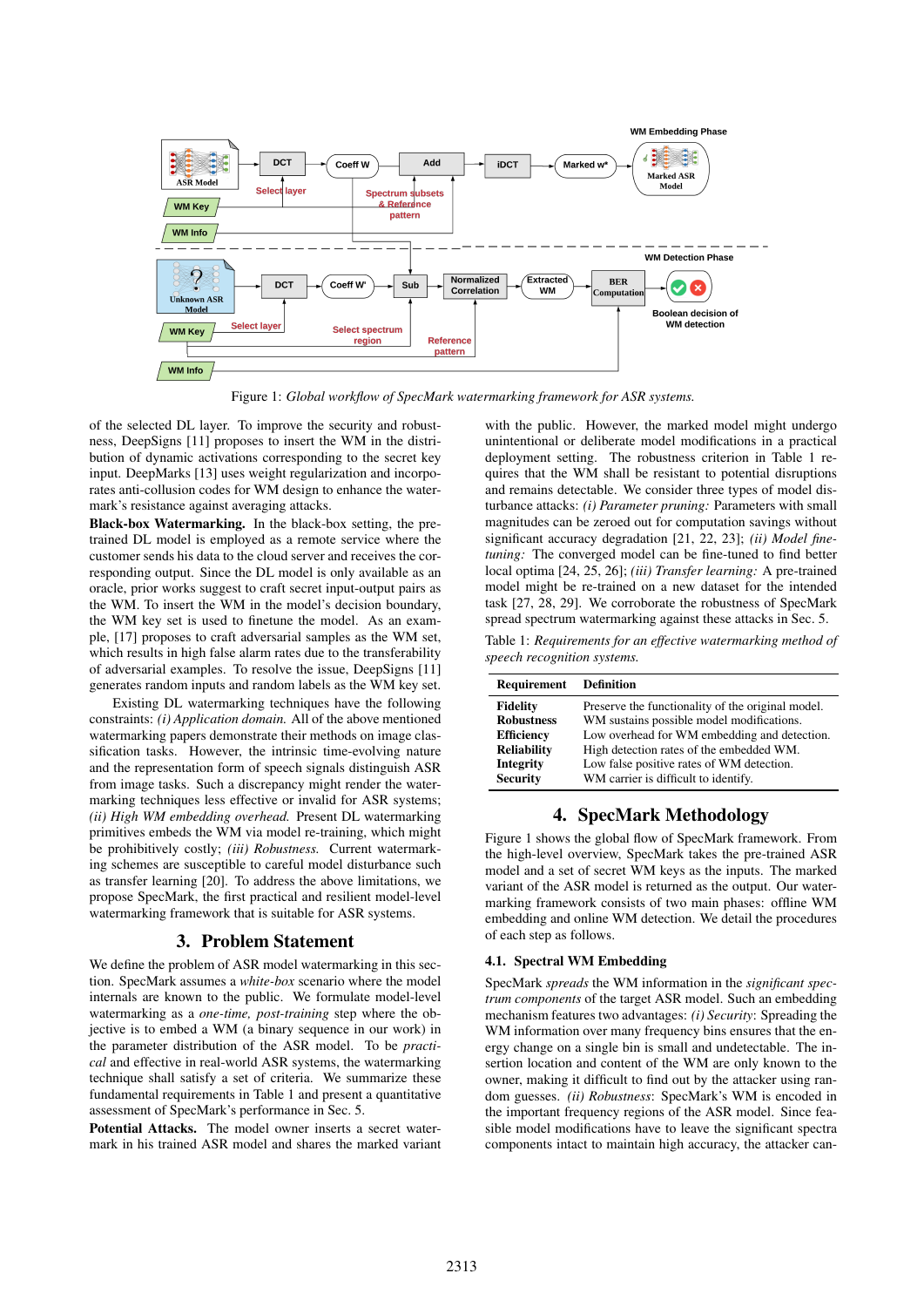WM Embedding Phase

ASR Model

DCT

Coeff W

Add

iDCT

Marked w*

Marked ASR Model

Select layer

Spectrum subsets & Reference pattern

WM Key

WM Info

WM Detection Phase

Unknown ASR Model

DCT

Coeff W'

Sub

Normalized Correlation

Extracted WM

BER Computation

Boolean decision of WM detection

WM Key

Select layer

Select spectrum region

Reference pattern

WM Info

Figure 1: *Global workflow of SpecMark watermarking framework for ASR systems.*

of the selected DL layer. To improve the security and robustness, DeepSigns [11] proposes to insert the WM in the distribution of dynamic activations corresponding to the secret key input. DeepMarks [13] uses weight regularization and incorporates anti-collusion codes for WM design to enhance the watermark's resistance against averaging attacks.

**Black-box Watermarking.** In the black-box setting, the pre-trained DL model is employed as a remote service where the customer sends his data to the cloud server and receives the corresponding output. Since the DL model is only available as an oracle, prior works suggest to craft secret input-output pairs as the WM. To insert the WM in the model's decision boundary, the WM key set is used to finetune the model. As an example, [17] proposes to craft adversarial samples as the WM set, which results in high false alarm rates due to the transferability of adversarial examples. To resolve the issue, DeepSigns [11] generates random inputs and random labels as the WM key set.

Existing DL watermarking techniques have the following constraints: *(i) Application domain.* All of the above mentioned watermarking papers demonstrate their methods on image classification tasks. However, the intrinsic time-evolving nature and the representation form of speech signals distinguish ASR from image tasks. Such a discrepancy might render the watermarking techniques less effective or invalid for ASR systems; *(ii) High WM embedding overhead.* Present DL watermarking primitives embeds the WM via model re-training, which might be prohibitively costly; *(iii) Robustness.* Current watermarking schemes are susceptible to careful model disturbance such as transfer learning [20]. To address the above limitations, we propose SpecMark, the first practical and resilient model-level watermarking framework that is suitable for ASR systems.

## 3. Problem Statement

We define the problem of ASR model watermarking in this section. SpecMark assumes a *white-box* scenario where the model internals are known to the public. We formulate model-level watermarking as a *one-time, post-training* step where the objective is to embed a WM (a binary sequence in our work) in the parameter distribution of the ASR model. To be *practical* and effective in real-world ASR systems, the watermarking technique shall satisfy a set of criteria. We summarize these fundamental requirements in Table 1 and present a quantitative assessment of SpecMark's performance in Sec. 5.

**Potential Attacks.** The model owner inserts a secret watermark in his trained ASR model and shares the marked variant with the public. However, the marked model might undergo unintentional or deliberate model modifications in a practical deployment setting. The robustness criterion in Table 1 requires that the WM shall be resistant to potential disruptions and remains detectable. We consider three types of model disturbance attacks: *(i) Parameter pruning:* Parameters with small magnitudes can be zeroed out for computation savings without significant accuracy degradation [21, 22, 23]; *(ii) Model fine-tuning:* The converged model can be fine-tuned to find better local optima [24, 25, 26]; *(iii) Transfer learning:* A pre-trained model might be re-trained on a new dataset for the intended task [27, 28, 29]. We corroborate the robustness of SpecMark spread spectrum watermarking against these attacks in Sec. 5.

Table 1: *Requirements for an effective watermarking method of speech recognition systems.*

| Requirement | Definition |
|---|---|
| **Fidelity** | Preserve the functionality of the original model. |
| **Robustness** | WM sustains possible model modifications. |
| **Efficiency** | Low overhead for WM embedding and detection. |
| **Reliability** | High detection rates of the embedded WM. |
| **Integrity** | Low false positive rates of WM detection. |
| **Security** | WM carrier is difficult to identify. |

## 4. SpecMark Methodology

Figure 1 shows the global flow of SpecMark framework. From the high-level overview, SpecMark takes the pre-trained ASR model and a set of secret WM keys as the inputs. The marked variant of the ASR model is returned as the output. Our watermarking framework consists of two main phases: offline WM embedding and online WM detection. We detail the procedures of each step as follows.

### 4.1. Spectral WM Embedding

SpecMark *spreads* the WM information in the *significant spectrum components* of the target ASR model. Such an embedding mechanism features two advantages: *(i) Security*: Spreading the WM information over many frequency bins ensures that the energy change on a single bin is small and undetectable. The insertion location and content of the WM are only known to the owner, making it difficult to find out by the attacker using random guesses. *(ii) Robustness*: SpecMark's WM is encoded in the important frequency regions of the ASR model. Since feasible model modifications have to leave the significant spectra components intact to maintain high accuracy, the attacker can-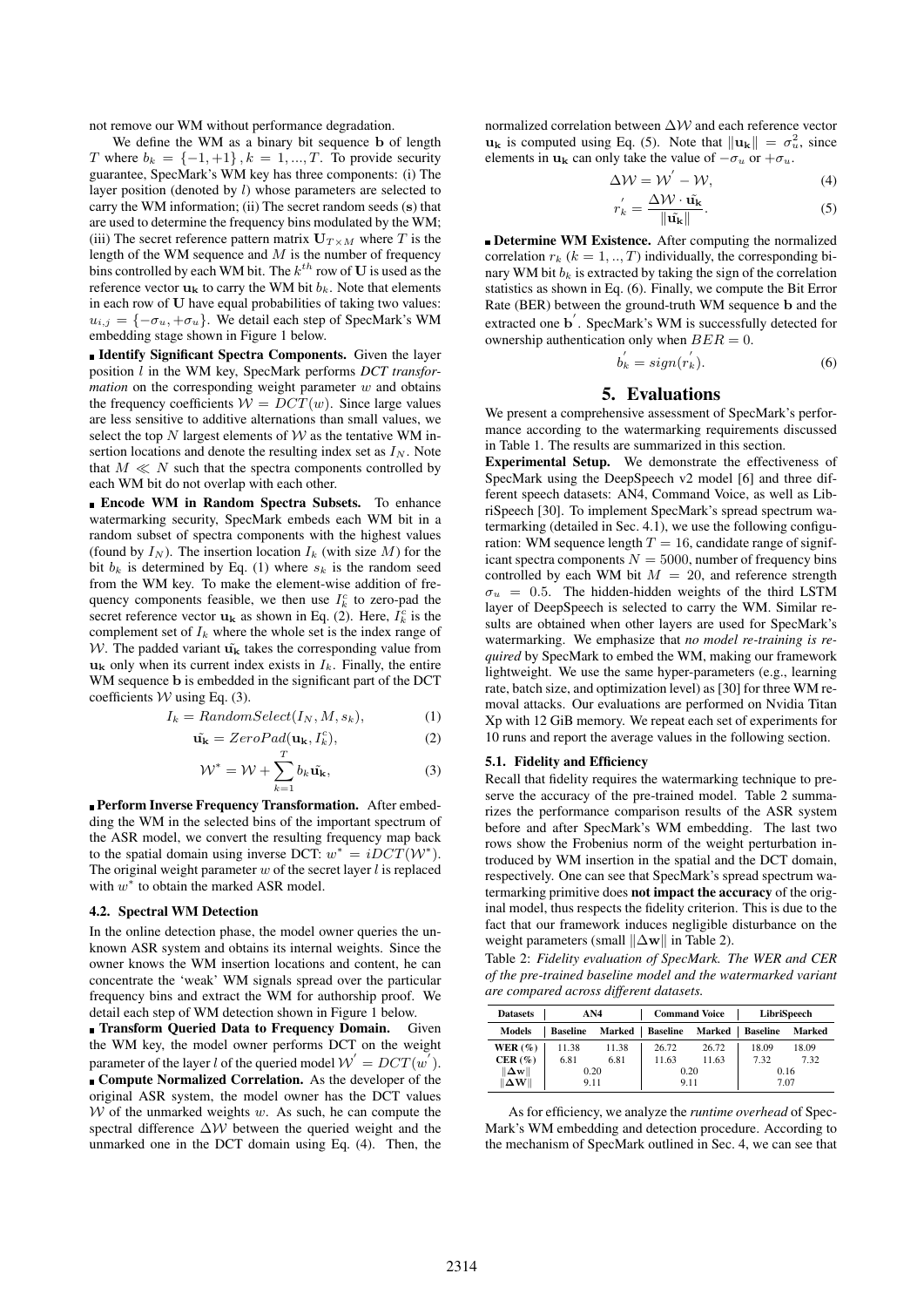not remove our WM without performance degradation.

We define the WM as a binary bit sequence $\mathbf{b}$ of length $T$ where $b_k = \{-1, +1\}, k = 1, ..., T$. To provide security guarantee, SpecMark's WM key has three components: (i) The layer position (denoted by $l$) whose parameters are selected to carry the WM information; (ii) The secret random seeds ($\mathbf{s}$) that are used to determine the frequency bins modulated by the WM; (iii) The secret reference pattern matrix $\mathbf{U}_{T \times M}$ where $T$ is the length of the WM sequence and $M$ is the number of frequency bins controlled by each WM bit. The $k^{th}$ row of $\mathbf{U}$ is used as the reference vector $\mathbf{u_k}$ to carry the WM bit $b_k$. Note that elements in each row of $\mathbf{U}$ have equal probabilities of taking two values: $u_{i,j} = \{-\sigma_u, +\sigma_u\}$. We detail each step of SpecMark's WM embedding stage shown in Figure 1 below.

**Identify Significant Spectra Components.** Given the layer position $l$ in the WM key, SpecMark performs *DCT transformation* on the corresponding weight parameter $w$ and obtains the frequency coefficients $\mathcal{W} = DCT(w)$. Since large values are less sensitive to additive alternations than small values, we select the top $N$ largest elements of $\mathcal{W}$ as the tentative WM insertion locations and denote the resulting index set as $I_N$. Note that $M \ll N$ such that the spectra components controlled by each WM bit do not overlap with each other.

**Encode WM in Random Spectra Subsets.** To enhance watermarking security, SpecMark embeds each WM bit in a random subset of spectra components with the highest values (found by $I_N$). The insertion location $I_k$ (with size $M$) for the bit $b_k$ is determined by Eq. (1) where $s_k$ is the random seed from the WM key. To make the element-wise addition of frequency components feasible, we then use $I_k^c$ to zero-pad the secret reference vector $\mathbf{u_k}$ as shown in Eq. (2). Here, $I_k^c$ is the complement set of $I_k$ where the whole set is the index range of $\mathcal{W}$. The padded variant $\tilde{\mathbf{u_k}}$ takes the corresponding value from $\mathbf{u_k}$ only when its current index exists in $I_k$. Finally, the entire WM sequence $\mathbf{b}$ is embedded in the significant part of the DCT coefficients $\mathcal{W}$ using Eq. (3).

$$I_k = RandomSelect(I_N, M, s_k), \tag{1}$$

$$\tilde{\mathbf{u_k}} = ZeroPad(\mathbf{u_k}, I_k^c), \tag{2}$$

$$\mathcal{W}^* = \mathcal{W} + \sum_{k=1}^{T} b_k \tilde{\mathbf{u_k}}, \tag{3}$$

**Perform Inverse Frequency Transformation.** After embedding the WM in the selected bins of the important spectrum of the ASR model, we convert the resulting frequency map back to the spatial domain using inverse DCT: $w^* = iDCT(\mathcal{W}^*)$. The original weight parameter $w$ of the secret layer $l$ is replaced with $w^*$ to obtain the marked ASR model.

### 4.2. Spectral WM Detection

In the online detection phase, the model owner queries the unknown ASR system and obtains its internal weights. Since the owner knows the WM insertion locations and content, he can concentrate the 'weak' WM signals spread over the particular frequency bins and extract the WM for authorship proof. We detail each step of WM detection shown in Figure 1 below.

**Transform Queried Data to Frequency Domain.** Given the WM key, the model owner performs DCT on the weight parameter of the layer $l$ of the queried model $\mathcal{W}' = DCT(w')$.

**Compute Normalized Correlation.** As the developer of the original ASR system, the model owner has the DCT values $\mathcal{W}$ of the unmarked weights $w$. As such, he can compute the spectral difference $\Delta\mathcal{W}$ between the queried weight and the unmarked one in the DCT domain using Eq. (4). Then, the normalized correlation between $\Delta\mathcal{W}$ and each reference vector $\mathbf{u_k}$ is computed using Eq. (5). Note that $\|\mathbf{u_k}\| = \sigma_u^2$, since elements in $\mathbf{u_k}$ can only take the value of $-\sigma_u$ or $+\sigma_u$.

$$\Delta\mathcal{W} = \mathcal{W}' - \mathcal{W}, \tag{4}$$

$$r_k' = \frac{\Delta\mathcal{W} \cdot \tilde{\mathbf{u_k}}}{\|\tilde{\mathbf{u_k}}\|}. \tag{5}$$

**Determine WM Existence.** After computing the normalized correlation $r_k$ ($k = 1, .., T$) individually, the corresponding binary WM bit $b_k$ is extracted by taking the sign of the correlation statistics as shown in Eq. (6). Finally, we compute the Bit Error Rate (BER) between the ground-truth WM sequence $\mathbf{b}$ and the extracted one $\mathbf{b}'$. SpecMark's WM is successfully detected for ownership authentication only when $BER = 0$.

$$b_k' = sign(r_k'). \tag{6}$$

## 5. Evaluations

We present a comprehensive assessment of SpecMark's performance according to the watermarking requirements discussed in Table 1. The results are summarized in this section.

**Experimental Setup.** We demonstrate the effectiveness of SpecMark using the DeepSpeech v2 model [6] and three different speech datasets: AN4, Command Voice, as well as LibriSpeech [30]. To implement SpecMark's spread spectrum watermarking (detailed in Sec. 4.1), we use the following configuration: WM sequence length $T = 16$, candidate range of significant spectra components $N = 5000$, number of frequency bins controlled by each WM bit $M = 20$, and reference strength $\sigma_u = 0.5$. The hidden-hidden weights of the third LSTM layer of DeepSpeech is selected to carry the WM. Similar results are obtained when other layers are used for SpecMark's watermarking. We emphasize that *no model re-training is required* by SpecMark to embed the WM, making our framework lightweight. We use the same hyper-parameters (e.g., learning rate, batch size, and optimization level) as [30] for three WM removal attacks. Our evaluations are performed on Nvidia Titan Xp with 12 GiB memory. We repeat each set of experiments for 10 runs and report the average values in the following section.

### 5.1. Fidelity and Efficiency

Recall that fidelity requires the watermarking technique to preserve the accuracy of the pre-trained model. Table 2 summarizes the performance comparison results of the ASR system before and after SpecMark's WM embedding. The last two rows show the Frobenius norm of the weight perturbation introduced by WM insertion in the spatial and the DCT domain, respectively. One can see that SpecMark's spread spectrum watermarking primitive does **not impact the accuracy** of the original model, thus respects the fidelity criterion. This is due to the fact that our framework induces negligible disturbance on the weight parameters (small $\|\Delta\mathbf{w}\|$ in Table 2).

Table 2: *Fidelity evaluation of SpecMark. The WER and CER of the pre-trained baseline model and the watermarked variant are compared across different datasets.*

| Datasets | AN4 | | Command Voice | | LibriSpeech | |
|---|---|---|---|---|---|---|
| **Models** | **Baseline** | **Marked** | **Baseline** | **Marked** | **Baseline** | **Marked** |
| **WER (%)** | 11.38 | 11.38 | 26.72 | 26.72 | 18.09 | 18.09 |
| **CER (%)** | 6.81 | 6.81 | 11.63 | 11.63 | 7.32 | 7.32 |
| $\|\Delta\mathbf{w}\|$ | 0.20 | | 0.20 | | 0.16 | |
| $\|\Delta\mathbf{W}\|$ | 9.11 | | 9.11 | | 7.07 | |

As for efficiency, we analyze the *runtime overhead* of SpecMark's WM embedding and detection procedure. According to the mechanism of SpecMark outlined in Sec. 4, we can see that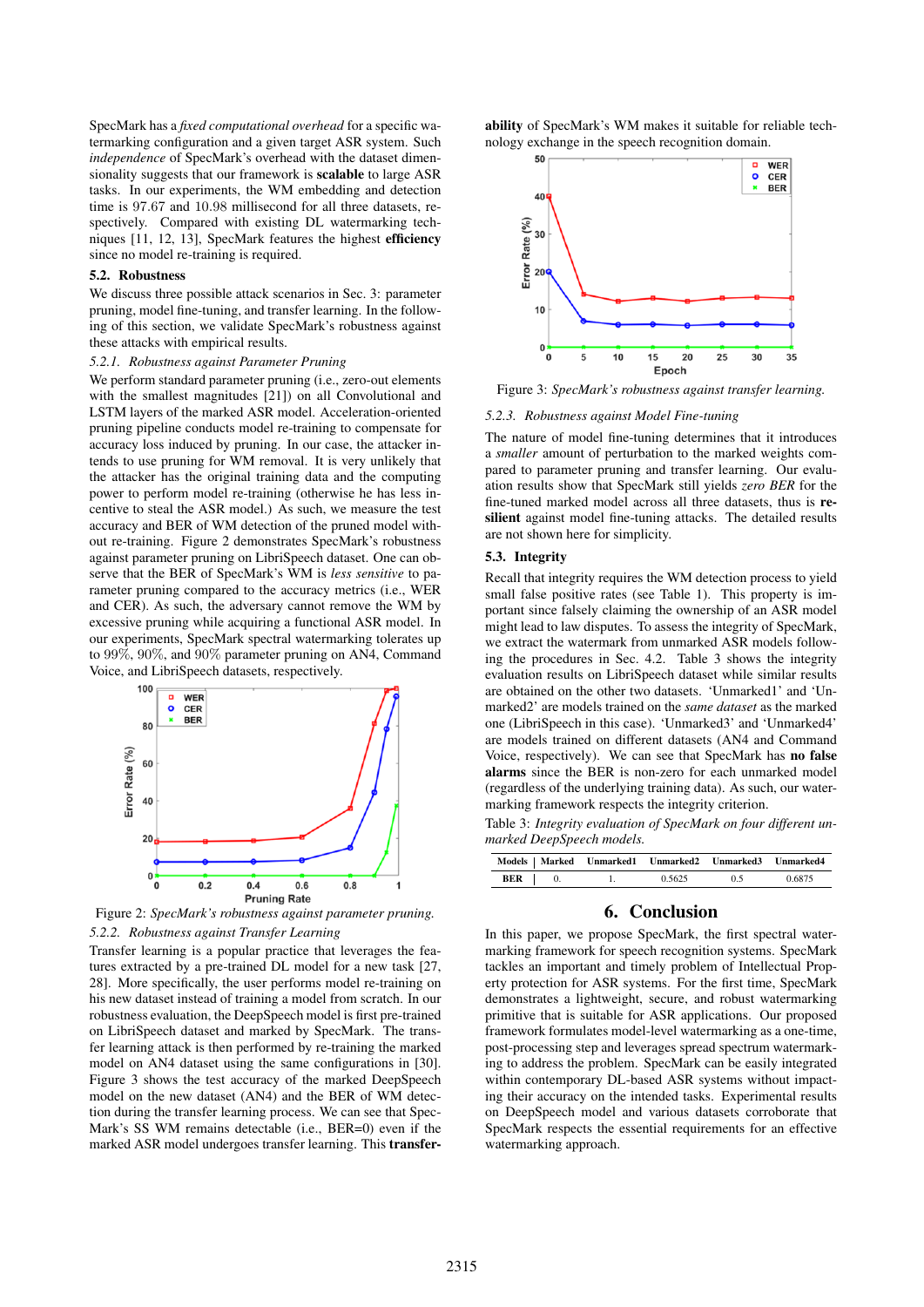SpecMark has a *fixed computational overhead* for a specific watermarking configuration and a given target ASR system. Such *independence* of SpecMark's overhead with the dataset dimensionality suggests that our framework is **scalable** to large ASR tasks. In our experiments, the WM embedding and detection time is 97.67 and 10.98 millisecond for all three datasets, respectively. Compared with existing DL watermarking techniques [11, 12, 13], SpecMark features the highest **efficiency** since no model re-training is required.

## 5.2. Robustness

We discuss three possible attack scenarios in Sec. 3: parameter pruning, model fine-tuning, and transfer learning. In the following of this section, we validate SpecMark's robustness against these attacks with empirical results.

### 5.2.1. *Robustness against Parameter Pruning*

We perform standard parameter pruning (i.e., zero-out elements with the smallest magnitudes [21]) on all Convolutional and LSTM layers of the marked ASR model. Acceleration-oriented pruning pipeline conducts model re-training to compensate for accuracy loss induced by pruning. In our case, the attacker intends to use pruning for WM removal. It is very unlikely that the attacker has the original training data and the computing power to perform model re-training (otherwise he has less incentive to steal the ASR model.) As such, we measure the test accuracy and BER of WM detection of the pruned model without re-training. Figure 2 demonstrates SpecMark's robustness against parameter pruning on LibriSpeech dataset. One can observe that the BER of SpecMark's WM is *less sensitive* to parameter pruning compared to the accuracy metrics (i.e., WER and CER). As such, the adversary cannot remove the WM by excessive pruning while acquiring a functional ASR model. In our experiments, SpecMark spectral watermarking tolerates up to 99%, 90%, and 90% parameter pruning on AN4, Command Voice, and LibriSpeech datasets, respectively.

100
80
60
40
20
0
Error Rate (%)
0 0.2 0.4 0.6 0.8 1
Pruning Rate
WER
CER
BER

Figure 2: *SpecMark's robustness against parameter pruning.*

### 5.2.2. *Robustness against Transfer Learning*

Transfer learning is a popular practice that leverages the features extracted by a pre-trained DL model for a new task [27, 28]. More specifically, the user performs model re-training on his new dataset instead of training a model from scratch. In our robustness evaluation, the DeepSpeech model is first pre-trained on LibriSpeech dataset and marked by SpecMark. The transfer learning attack is then performed by re-training the marked model on AN4 dataset using the same configurations in [30]. Figure 3 shows the test accuracy of the marked DeepSpeech model on the new dataset (AN4) and the BER of WM detection during the transfer learning process. We can see that SpecMark's SS WM remains detectable (i.e., BER=0) even if the marked ASR model undergoes transfer learning. This **transferability** of SpecMark's WM makes it suitable for reliable technology exchange in the speech recognition domain.

50
40
30
20
10
0
Error Rate (%)
0 5 10 15 20 25 30 35
Epoch
WER
CER
BER

Figure 3: *SpecMark's robustness against transfer learning.*

### 5.2.3. *Robustness against Model Fine-tuning*

The nature of model fine-tuning determines that it introduces a *smaller* amount of perturbation to the marked weights compared to parameter pruning and transfer learning. Our evaluation results show that SpecMark still yields *zero BER* for the fine-tuned marked model across all three datasets, thus is **resilient** against model fine-tuning attacks. The detailed results are not shown here for simplicity.

## 5.3. Integrity

Recall that integrity requires the WM detection process to yield small false positive rates (see Table 1). This property is important since falsely claiming the ownership of an ASR model might lead to law disputes. To assess the integrity of SpecMark, we extract the watermark from unmarked ASR models following the procedures in Sec. 4.2. Table 3 shows the integrity evaluation results on LibriSpeech dataset while similar results are obtained on the other two datasets. 'Unmarked1' and 'Unmarked2' are models trained on the *same dataset* as the marked one (LibriSpeech in this case). 'Unmarked3' and 'Unmarked4' are models trained on different datasets (AN4 and Command Voice, respectively). We can see that SpecMark has **no false alarms** since the BER is non-zero for each unmarked model (regardless of the underlying training data). As such, our watermarking framework respects the integrity criterion.

Table 3: *Integrity evaluation of SpecMark on four different unmarked DeepSpeech models.*

| Models | Marked | Unmarked1 | Unmarked2 | Unmarked3 | Unmarked4 |
|---|---|---|---|---|---|
| BER | 0. | 1. | 0.5625 | 0.5 | 0.6875 |

# 6. Conclusion

In this paper, we propose SpecMark, the first spectral watermarking framework for speech recognition systems. SpecMark tackles an important and timely problem of Intellectual Property protection for ASR systems. For the first time, SpecMark demonstrates a lightweight, secure, and robust watermarking primitive that is suitable for ASR applications. Our proposed framework formulates model-level watermarking as a one-time, post-processing step and leverages spread spectrum watermarking to address the problem. SpecMark can be easily integrated within contemporary DL-based ASR systems without impacting their accuracy on the intended tasks. Experimental results on DeepSpeech model and various datasets corroborate that SpecMark respects the essential requirements for an effective watermarking approach.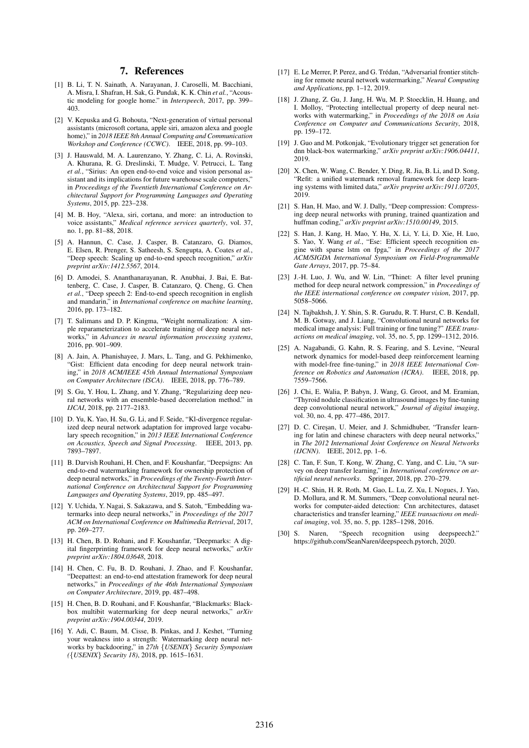## 7. References

[1] B. Li, T. N. Sainath, A. Narayanan, J. Caroselli, M. Bacchiani, A. Misra, I. Shafran, H. Sak, G. Pundak, K. K. Chin *et al.*, "Acoustic modeling for google home." in *Interspeech*, 2017, pp. 399–403.

[2] V. Kepuska and G. Bohouta, "Next-generation of virtual personal assistants (microsoft cortana, apple siri, amazon alexa and google home)," in *2018 IEEE 8th Annual Computing and Communication Workshop and Conference (CCWC)*. IEEE, 2018, pp. 99–103.

[3] J. Hauswald, M. A. Laurenzano, Y. Zhang, C. Li, A. Rovinski, A. Khurana, R. G. Dreslinski, T. Mudge, V. Petrucci, L. Tang *et al.*, "Sirius: An open end-to-end voice and vision personal assistant and its implications for future warehouse scale computers," in *Proceedings of the Twentieth International Conference on Architectural Support for Programming Languages and Operating Systems*, 2015, pp. 223–238.

[4] M. B. Hoy, "Alexa, siri, cortana, and more: an introduction to voice assistants," *Medical reference services quarterly*, vol. 37, no. 1, pp. 81–88, 2018.

[5] A. Hannun, C. Case, J. Casper, B. Catanzaro, G. Diamos, E. Elsen, R. Prenger, S. Satheesh, S. Sengupta, A. Coates *et al.*, "Deep speech: Scaling up end-to-end speech recognition," *arXiv preprint arXiv:1412.5567*, 2014.

[6] D. Amodei, S. Ananthanarayanan, R. Anubhai, J. Bai, E. Battenberg, C. Case, J. Casper, B. Catanzaro, Q. Cheng, G. Chen *et al.*, "Deep speech 2: End-to-end speech recognition in english and mandarin," in *International conference on machine learning*, 2016, pp. 173–182.

[7] T. Salimans and D. P. Kingma, "Weight normalization: A simple reparameterization to accelerate training of deep neural networks," in *Advances in neural information processing systems*, 2016, pp. 901–909.

[8] A. Jain, A. Phanishayee, J. Mars, L. Tang, and G. Pekhimenko, "Gist: Efficient data encoding for deep neural network training," in *2018 ACM/IEEE 45th Annual International Symposium on Computer Architecture (ISCA)*. IEEE, 2018, pp. 776–789.

[9] S. Gu, Y. Hou, L. Zhang, and Y. Zhang, "Regularizing deep neural networks with an ensemble-based decorrelation method." in *IJCAI*, 2018, pp. 2177–2183.

[10] D. Yu, K. Yao, H. Su, G. Li, and F. Seide, "Kl-divergence regularized deep neural network adaptation for improved large vocabulary speech recognition," in *2013 IEEE International Conference on Acoustics, Speech and Signal Processing*. IEEE, 2013, pp. 7893–7897.

[11] B. Darvish Rouhani, H. Chen, and F. Koushanfar, "Deepsigns: An end-to-end watermarking framework for ownership protection of deep neural networks," in *Proceedings of the Twenty-Fourth International Conference on Architectural Support for Programming Languages and Operating Systems*, 2019, pp. 485–497.

[12] Y. Uchida, Y. Nagai, S. Sakazawa, and S. Satoh, "Embedding watermarks into deep neural networks," in *Proceedings of the 2017 ACM on International Conference on Multimedia Retrieval*, 2017, pp. 269–277.

[13] H. Chen, B. D. Rohani, and F. Koushanfar, "Deepmarks: A digital fingerprinting framework for deep neural networks," *arXiv preprint arXiv:1804.03648*, 2018.

[14] H. Chen, C. Fu, B. D. Rouhani, J. Zhao, and F. Koushanfar, "Deepattest: an end-to-end attestation framework for deep neural networks," in *Proceedings of the 46th International Symposium on Computer Architecture*, 2019, pp. 487–498.

[15] H. Chen, B. D. Rouhani, and F. Koushanfar, "Blackmarks: Blackbox multibit watermarking for deep neural networks," *arXiv preprint arXiv:1904.00344*, 2019.

[16] Y. Adi, C. Baum, M. Cisse, B. Pinkas, and J. Keshet, "Turning your weakness into a strength: Watermarking deep neural networks by backdooring," in *27th {USENIX} Security Symposium ({USENIX} Security 18)*, 2018, pp. 1615–1631.

[17] E. Le Merrer, P. Perez, and G. Trédan, "Adversarial frontier stitching for remote neural network watermarking," *Neural Computing and Applications*, pp. 1–12, 2019.

[18] J. Zhang, Z. Gu, J. Jang, H. Wu, M. P. Stoecklin, H. Huang, and I. Molloy, "Protecting intellectual property of deep neural networks with watermarking," in *Proceedings of the 2018 on Asia Conference on Computer and Communications Security*, 2018, pp. 159–172.

[19] J. Guo and M. Potkonjak, "Evolutionary trigger set generation for dnn black-box watermarking," *arXiv preprint arXiv:1906.04411*, 2019.

[20] X. Chen, W. Wang, C. Bender, Y. Ding, R. Jia, B. Li, and D. Song, "Refit: a unified watermark removal framework for deep learning systems with limited data," *arXiv preprint arXiv:1911.07205*, 2019.

[21] S. Han, H. Mao, and W. J. Dally, "Deep compression: Compressing deep neural networks with pruning, trained quantization and huffman coding," *arXiv preprint arXiv:1510.00149*, 2015.

[22] S. Han, J. Kang, H. Mao, Y. Hu, X. Li, Y. Li, D. Xie, H. Luo, S. Yao, Y. Wang *et al.*, "Ese: Efficient speech recognition engine with sparse lstm on fpga," in *Proceedings of the 2017 ACM/SIGDA International Symposium on Field-Programmable Gate Arrays*, 2017, pp. 75–84.

[23] J.-H. Luo, J. Wu, and W. Lin, "Thinet: A filter level pruning method for deep neural network compression," in *Proceedings of the IEEE international conference on computer vision*, 2017, pp. 5058–5066.

[24] N. Tajbakhsh, J. Y. Shin, S. R. Gurudu, R. T. Hurst, C. B. Kendall, M. B. Gotway, and J. Liang, "Convolutional neural networks for medical image analysis: Full training or fine tuning?" *IEEE transactions on medical imaging*, vol. 35, no. 5, pp. 1299–1312, 2016.

[25] A. Nagabandi, G. Kahn, R. S. Fearing, and S. Levine, "Neural network dynamics for model-based deep reinforcement learning with model-free fine-tuning," in *2018 IEEE International Conference on Robotics and Automation (ICRA)*. IEEE, 2018, pp. 7559–7566.

[26] J. Chi, E. Walia, P. Babyn, J. Wang, G. Groot, and M. Eramian, "Thyroid nodule classification in ultrasound images by fine-tuning deep convolutional neural network," *Journal of digital imaging*, vol. 30, no. 4, pp. 477–486, 2017.

[27] D. C. Cireşan, U. Meier, and J. Schmidhuber, "Transfer learning for latin and chinese characters with deep neural networks," in *The 2012 International Joint Conference on Neural Networks (IJCNN)*. IEEE, 2012, pp. 1–6.

[28] C. Tan, F. Sun, T. Kong, W. Zhang, C. Yang, and C. Liu, "A survey on deep transfer learning," in *International conference on artificial neural networks*. Springer, 2018, pp. 270–279.

[29] H.-C. Shin, H. R. Roth, M. Gao, L. Lu, Z. Xu, I. Nogues, J. Yao, D. Mollura, and R. M. Summers, "Deep convolutional neural networks for computer-aided detection: Cnn architectures, dataset characteristics and transfer learning," *IEEE transactions on medical imaging*, vol. 35, no. 5, pp. 1285–1298, 2016.

[30] S. Naren, "Speech recognition using deepspeech2." https://github.com/SeanNaren/deepspeech.pytorch, 2020.